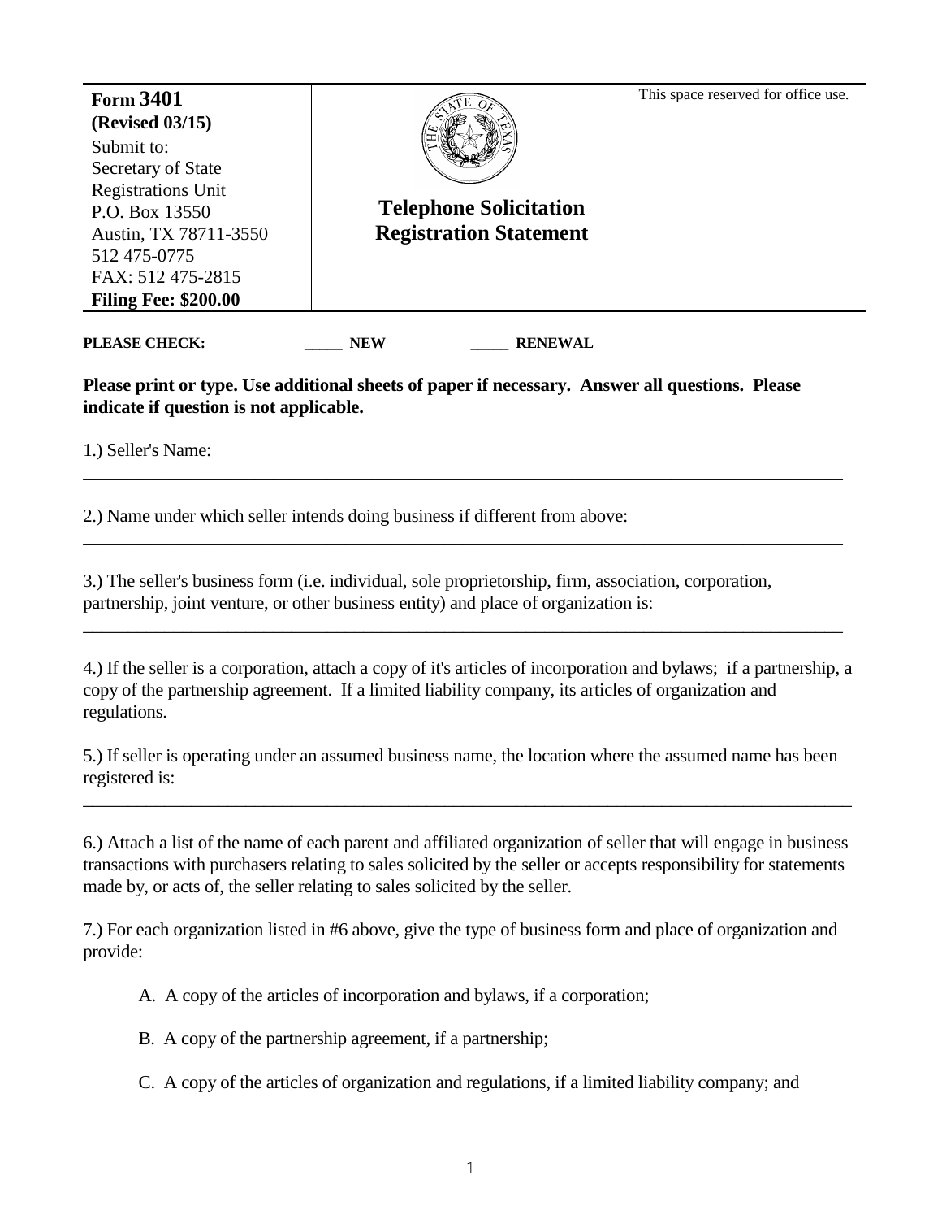| **Form 3401** **(Revised 03/15)** Submit to: Secretary of State Registrations Unit P.O. Box 13550 Austin, TX 78711-3550 512 475-0775 FAX: 512 475-2815 **Filing Fee: $200.00** | **Telephone Solicitation Registration Statement** | This space reserved for office use. |
| --- | --- | --- |

**PLEASE CHECK:** _____ **NEW** _____ **RENEWAL**

**Please print or type. Use additional sheets of paper if necessary. Answer all questions. Please indicate if question is not applicable.**

1.) Seller's Name:
______________________________________________________________________________

2.) Name under which seller intends doing business if different from above:
______________________________________________________________________________

3.) The seller's business form (i.e. individual, sole proprietorship, firm, association, corporation, partnership, joint venture, or other business entity) and place of organization is:
______________________________________________________________________________

4.) If the seller is a corporation, attach a copy of it's articles of incorporation and bylaws; if a partnership, a copy of the partnership agreement. If a limited liability company, its articles of organization and regulations.

5.) If seller is operating under an assumed business name, the location where the assumed name has been registered is:
______________________________________________________________________________

6.) Attach a list of the name of each parent and affiliated organization of seller that will engage in business transactions with purchasers relating to sales solicited by the seller or accepts responsibility for statements made by, or acts of, the seller relating to sales solicited by the seller.

7.) For each organization listed in #6 above, give the type of business form and place of organization and provide:

A. A copy of the articles of incorporation and bylaws, if a corporation;

B. A copy of the partnership agreement, if a partnership;

C. A copy of the articles of organization and regulations, if a limited liability company; and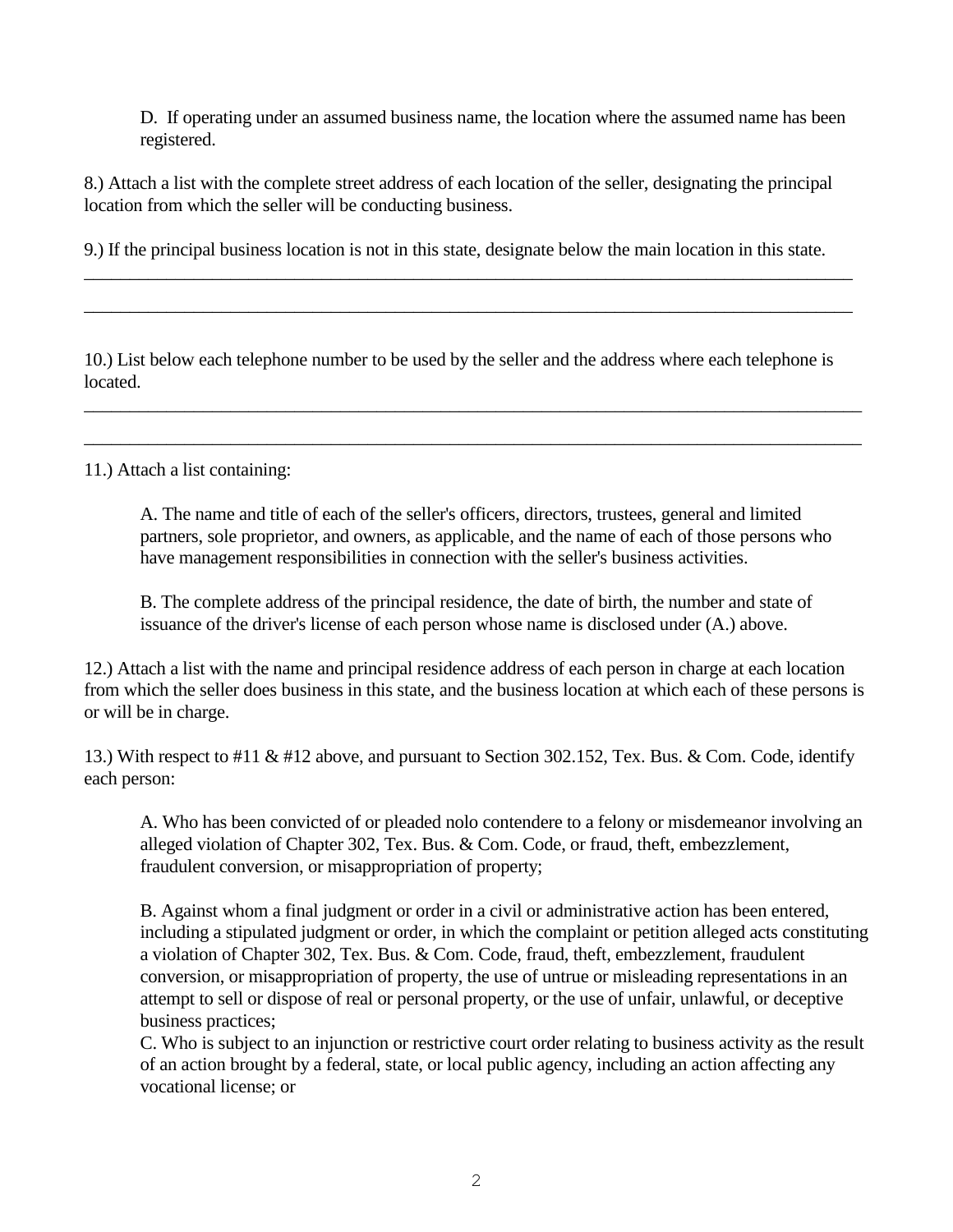D. If operating under an assumed business name, the location where the assumed name has been registered.

8.) Attach a list with the complete street address of each location of the seller, designating the principal location from which the seller will be conducting business.

9.) If the principal business location is not in this state, designate below the main location in this state.

\_\_\_\_\_\_\_\_\_\_\_\_\_\_\_\_\_\_\_\_\_\_\_\_\_\_\_\_\_\_\_\_\_\_\_\_\_\_\_\_\_\_\_\_\_\_\_\_\_\_\_\_\_\_\_\_\_\_\_\_\_\_\_\_\_\_\_\_\_\_\_\_\_\_\_\_\_\_\_\_\_\_\_\_\_\_

\_\_\_\_\_\_\_\_\_\_\_\_\_\_\_\_\_\_\_\_\_\_\_\_\_\_\_\_\_\_\_\_\_\_\_\_\_\_\_\_\_\_\_\_\_\_\_\_\_\_\_\_\_\_\_\_\_\_\_\_\_\_\_\_\_\_\_\_\_\_\_\_\_\_\_\_\_\_\_\_\_\_\_\_\_\_

10.) List below each telephone number to be used by the seller and the address where each telephone is located.

\_\_\_\_\_\_\_\_\_\_\_\_\_\_\_\_\_\_\_\_\_\_\_\_\_\_\_\_\_\_\_\_\_\_\_\_\_\_\_\_\_\_\_\_\_\_\_\_\_\_\_\_\_\_\_\_\_\_\_\_\_\_\_\_\_\_\_\_\_\_\_\_\_\_\_\_\_\_\_\_\_\_\_\_\_\_

\_\_\_\_\_\_\_\_\_\_\_\_\_\_\_\_\_\_\_\_\_\_\_\_\_\_\_\_\_\_\_\_\_\_\_\_\_\_\_\_\_\_\_\_\_\_\_\_\_\_\_\_\_\_\_\_\_\_\_\_\_\_\_\_\_\_\_\_\_\_\_\_\_\_\_\_\_\_\_\_\_\_\_\_\_\_

11.) Attach a list containing:

A. The name and title of each of the seller's officers, directors, trustees, general and limited partners, sole proprietor, and owners, as applicable, and the name of each of those persons who have management responsibilities in connection with the seller's business activities.

B. The complete address of the principal residence, the date of birth, the number and state of issuance of the driver's license of each person whose name is disclosed under (A.) above.

12.) Attach a list with the name and principal residence address of each person in charge at each location from which the seller does business in this state, and the business location at which each of these persons is or will be in charge.

13.) With respect to #11 & #12 above, and pursuant to Section 302.152, Tex. Bus. & Com. Code, identify each person:

A. Who has been convicted of or pleaded nolo contendere to a felony or misdemeanor involving an alleged violation of Chapter 302, Tex. Bus. & Com. Code, or fraud, theft, embezzlement, fraudulent conversion, or misappropriation of property;

B. Against whom a final judgment or order in a civil or administrative action has been entered, including a stipulated judgment or order, in which the complaint or petition alleged acts constituting a violation of Chapter 302, Tex. Bus. & Com. Code, fraud, theft, embezzlement, fraudulent conversion, or misappropriation of property, the use of untrue or misleading representations in an attempt to sell or dispose of real or personal property, or the use of unfair, unlawful, or deceptive business practices;

C. Who is subject to an injunction or restrictive court order relating to business activity as the result of an action brought by a federal, state, or local public agency, including an action affecting any vocational license; or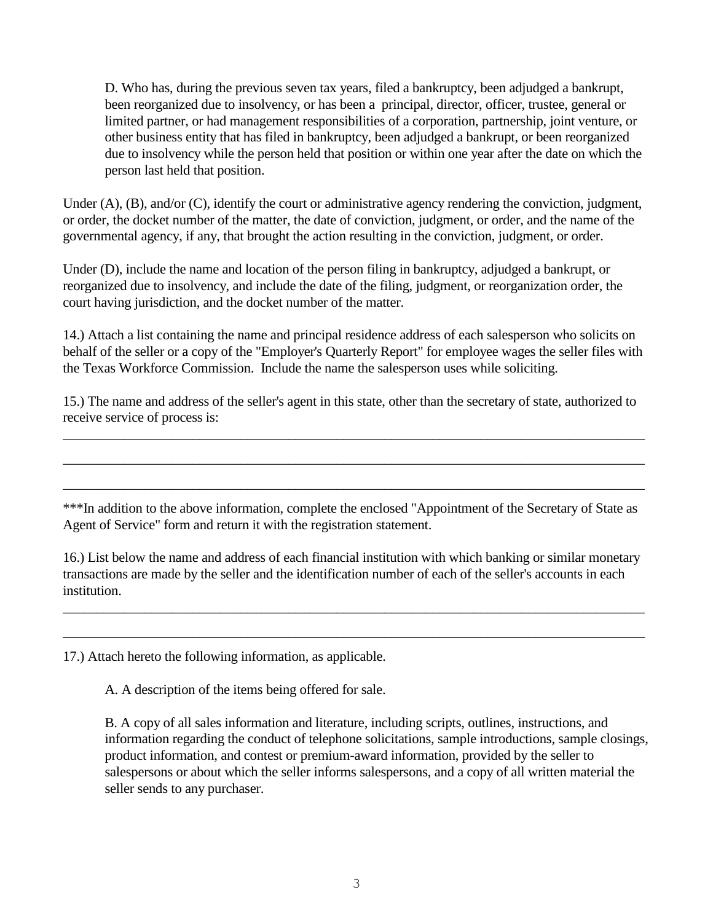D. Who has, during the previous seven tax years, filed a bankruptcy, been adjudged a bankrupt, been reorganized due to insolvency, or has been a principal, director, officer, trustee, general or limited partner, or had management responsibilities of a corporation, partnership, joint venture, or other business entity that has filed in bankruptcy, been adjudged a bankrupt, or been reorganized due to insolvency while the person held that position or within one year after the date on which the person last held that position.

Under (A), (B), and/or (C), identify the court or administrative agency rendering the conviction, judgment, or order, the docket number of the matter, the date of conviction, judgment, or order, and the name of the governmental agency, if any, that brought the action resulting in the conviction, judgment, or order.

Under (D), include the name and location of the person filing in bankruptcy, adjudged a bankrupt, or reorganized due to insolvency, and include the date of the filing, judgment, or reorganization order, the court having jurisdiction, and the docket number of the matter.

14.) Attach a list containing the name and principal residence address of each salesperson who solicits on behalf of the seller or a copy of the "Employer's Quarterly Report" for employee wages the seller files with the Texas Workforce Commission. Include the name the salesperson uses while soliciting.

15.) The name and address of the seller's agent in this state, other than the secretary of state, authorized to receive service of process is:

\_\_\_\_\_\_\_\_\_\_\_\_\_\_\_\_\_\_\_\_\_\_\_\_\_\_\_\_\_\_\_\_\_\_\_\_\_\_\_\_\_\_\_\_\_\_\_\_\_\_\_\_\_\_\_\_\_\_\_\_\_\_\_\_\_\_\_\_\_\_\_\_\_\_\_\_\_\_

\_\_\_\_\_\_\_\_\_\_\_\_\_\_\_\_\_\_\_\_\_\_\_\_\_\_\_\_\_\_\_\_\_\_\_\_\_\_\_\_\_\_\_\_\_\_\_\_\_\_\_\_\_\_\_\_\_\_\_\_\_\_\_\_\_\_\_\_\_\_\_\_\_\_\_\_\_\_

\_\_\_\_\_\_\_\_\_\_\_\_\_\_\_\_\_\_\_\_\_\_\_\_\_\_\_\_\_\_\_\_\_\_\_\_\_\_\_\_\_\_\_\_\_\_\_\_\_\_\_\_\_\_\_\_\_\_\_\_\_\_\_\_\_\_\_\_\_\_\_\_\_\_\_\_\_\_

***In addition to the above information, complete the enclosed "Appointment of the Secretary of State as Agent of Service" form and return it with the registration statement.

16.) List below the name and address of each financial institution with which banking or similar monetary transactions are made by the seller and the identification number of each of the seller's accounts in each institution.

\_\_\_\_\_\_\_\_\_\_\_\_\_\_\_\_\_\_\_\_\_\_\_\_\_\_\_\_\_\_\_\_\_\_\_\_\_\_\_\_\_\_\_\_\_\_\_\_\_\_\_\_\_\_\_\_\_\_\_\_\_\_\_\_\_\_\_\_\_\_\_\_\_\_\_\_\_\_

\_\_\_\_\_\_\_\_\_\_\_\_\_\_\_\_\_\_\_\_\_\_\_\_\_\_\_\_\_\_\_\_\_\_\_\_\_\_\_\_\_\_\_\_\_\_\_\_\_\_\_\_\_\_\_\_\_\_\_\_\_\_\_\_\_\_\_\_\_\_\_\_\_\_\_\_\_\_

17.) Attach hereto the following information, as applicable.

A. A description of the items being offered for sale.

B. A copy of all sales information and literature, including scripts, outlines, instructions, and information regarding the conduct of telephone solicitations, sample introductions, sample closings, product information, and contest or premium-award information, provided by the seller to salespersons or about which the seller informs salespersons, and a copy of all written material the seller sends to any purchaser.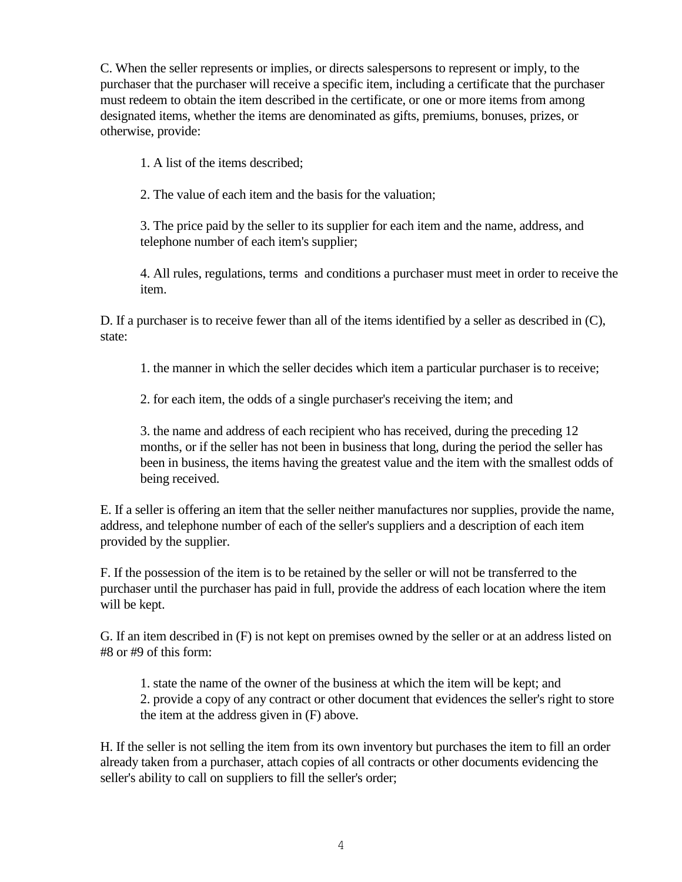C. When the seller represents or implies, or directs salespersons to represent or imply, to the purchaser that the purchaser will receive a specific item, including a certificate that the purchaser must redeem to obtain the item described in the certificate, or one or more items from among designated items, whether the items are denominated as gifts, premiums, bonuses, prizes, or otherwise, provide:

1. A list of the items described;

2. The value of each item and the basis for the valuation;

3. The price paid by the seller to its supplier for each item and the name, address, and telephone number of each item's supplier;

4. All rules, regulations, terms and conditions a purchaser must meet in order to receive the item.

D. If a purchaser is to receive fewer than all of the items identified by a seller as described in (C), state:

1. the manner in which the seller decides which item a particular purchaser is to receive;

2. for each item, the odds of a single purchaser's receiving the item; and

3. the name and address of each recipient who has received, during the preceding 12 months, or if the seller has not been in business that long, during the period the seller has been in business, the items having the greatest value and the item with the smallest odds of being received.

E. If a seller is offering an item that the seller neither manufactures nor supplies, provide the name, address, and telephone number of each of the seller's suppliers and a description of each item provided by the supplier.

F. If the possession of the item is to be retained by the seller or will not be transferred to the purchaser until the purchaser has paid in full, provide the address of each location where the item will be kept.

G. If an item described in (F) is not kept on premises owned by the seller or at an address listed on #8 or #9 of this form:

1. state the name of the owner of the business at which the item will be kept; and
2. provide a copy of any contract or other document that evidences the seller's right to store the item at the address given in (F) above.

H. If the seller is not selling the item from its own inventory but purchases the item to fill an order already taken from a purchaser, attach copies of all contracts or other documents evidencing the seller's ability to call on suppliers to fill the seller's order;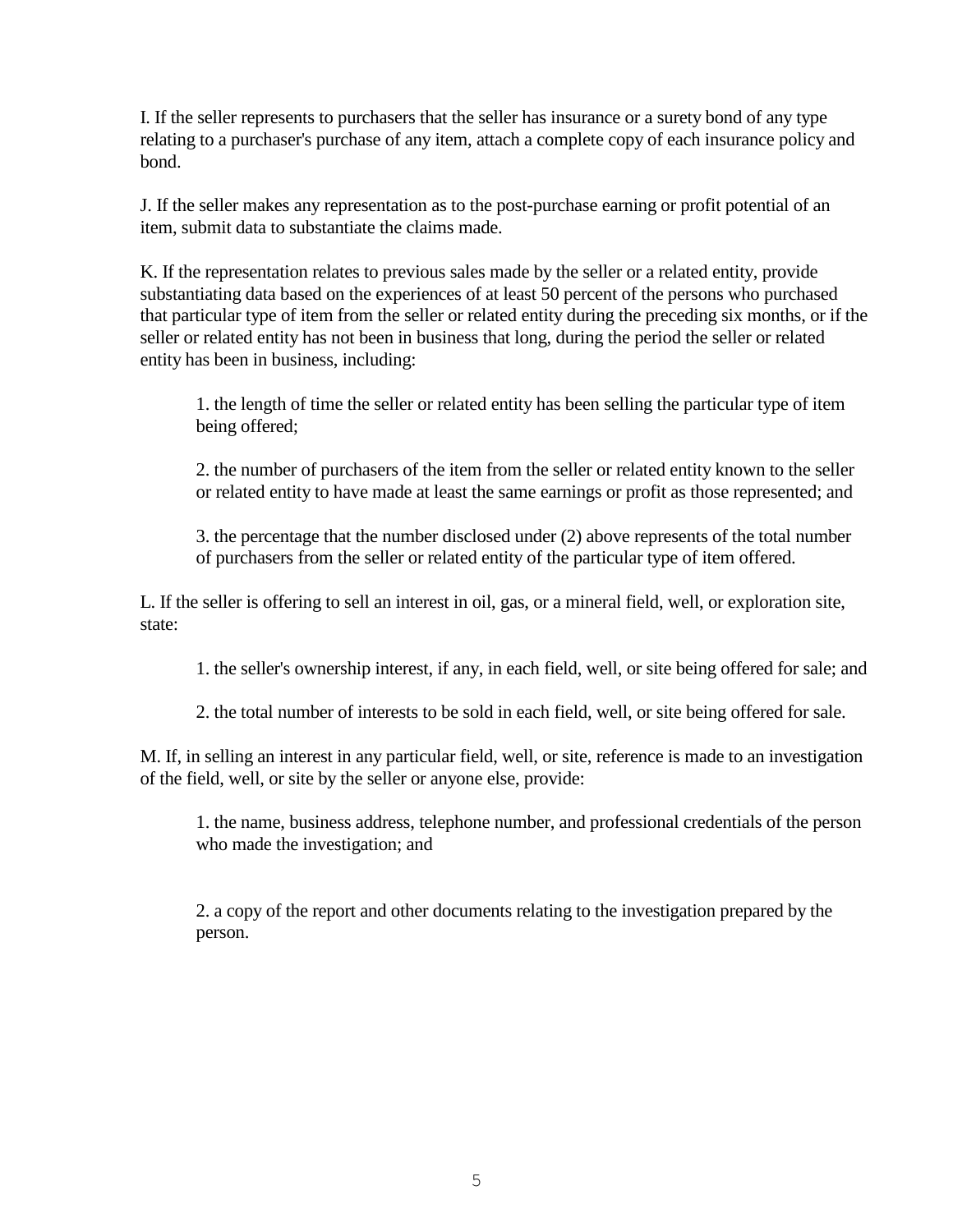I. If the seller represents to purchasers that the seller has insurance or a surety bond of any type relating to a purchaser's purchase of any item, attach a complete copy of each insurance policy and bond.

J. If the seller makes any representation as to the post-purchase earning or profit potential of an item, submit data to substantiate the claims made.

K. If the representation relates to previous sales made by the seller or a related entity, provide substantiating data based on the experiences of at least 50 percent of the persons who purchased that particular type of item from the seller or related entity during the preceding six months, or if the seller or related entity has not been in business that long, during the period the seller or related entity has been in business, including:

> 1. the length of time the seller or related entity has been selling the particular type of item being offered;
>
> 2. the number of purchasers of the item from the seller or related entity known to the seller or related entity to have made at least the same earnings or profit as those represented; and
>
> 3. the percentage that the number disclosed under (2) above represents of the total number of purchasers from the seller or related entity of the particular type of item offered.

L. If the seller is offering to sell an interest in oil, gas, or a mineral field, well, or exploration site, state:

> 1. the seller's ownership interest, if any, in each field, well, or site being offered for sale; and
>
> 2. the total number of interests to be sold in each field, well, or site being offered for sale.

M. If, in selling an interest in any particular field, well, or site, reference is made to an investigation of the field, well, or site by the seller or anyone else, provide:

> 1. the name, business address, telephone number, and professional credentials of the person who made the investigation; and
>
> 2. a copy of the report and other documents relating to the investigation prepared by the person.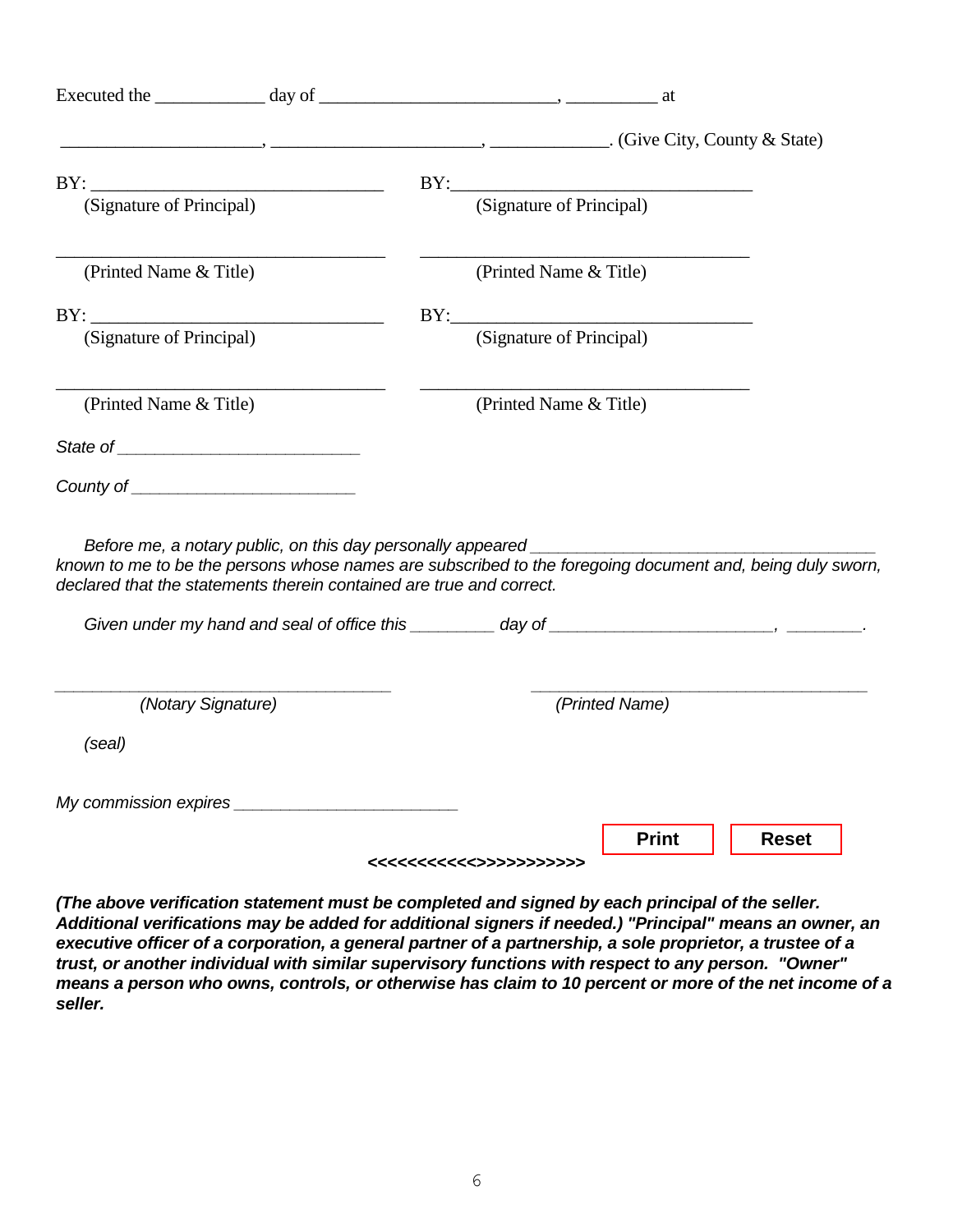Executed the ____________ day of _________________________, __________ at

_____________________, ______________________, ____________. (Give City, County & State)

| | |
|---|---|
| BY: ________________________________ | BY: ________________________________ |
| (Signature of Principal) | (Signature of Principal) |
| ____________________________________ | ____________________________________ |
| (Printed Name & Title) | (Printed Name & Title) |
| BY: ________________________________ | BY: ________________________________ |
| (Signature of Principal) | (Signature of Principal) |
| ____________________________________ | ____________________________________ |
| (Printed Name & Title) | (Printed Name & Title) |

*State of* _________________________

*County of* ________________________

*Before me, a notary public, on this day personally appeared* ____________________________________ *known to me to be the persons whose names are subscribed to the foregoing document and, being duly sworn, declared that the statements therein contained are true and correct.*

*Given under my hand and seal of office this* _________ *day of* _______________________, ________.

| | |
|---|---|
| ____________________________________ | ____________________________________ |
| *(Notary Signature)* | *(Printed Name)* |

*(seal)*

*My commission expires* _______________________

Print Reset

<<<<<<<<<<<>>>>>>>>>>>

***(The above verification statement must be completed and signed by each principal of the seller. Additional verifications may be added for additional signers if needed.) "Principal" means an owner, an executive officer of a corporation, a general partner of a partnership, a sole proprietor, a trustee of a trust, or another individual with similar supervisory functions with respect to any person. "Owner" means a person who owns, controls, or otherwise has claim to 10 percent or more of the net income of a seller.***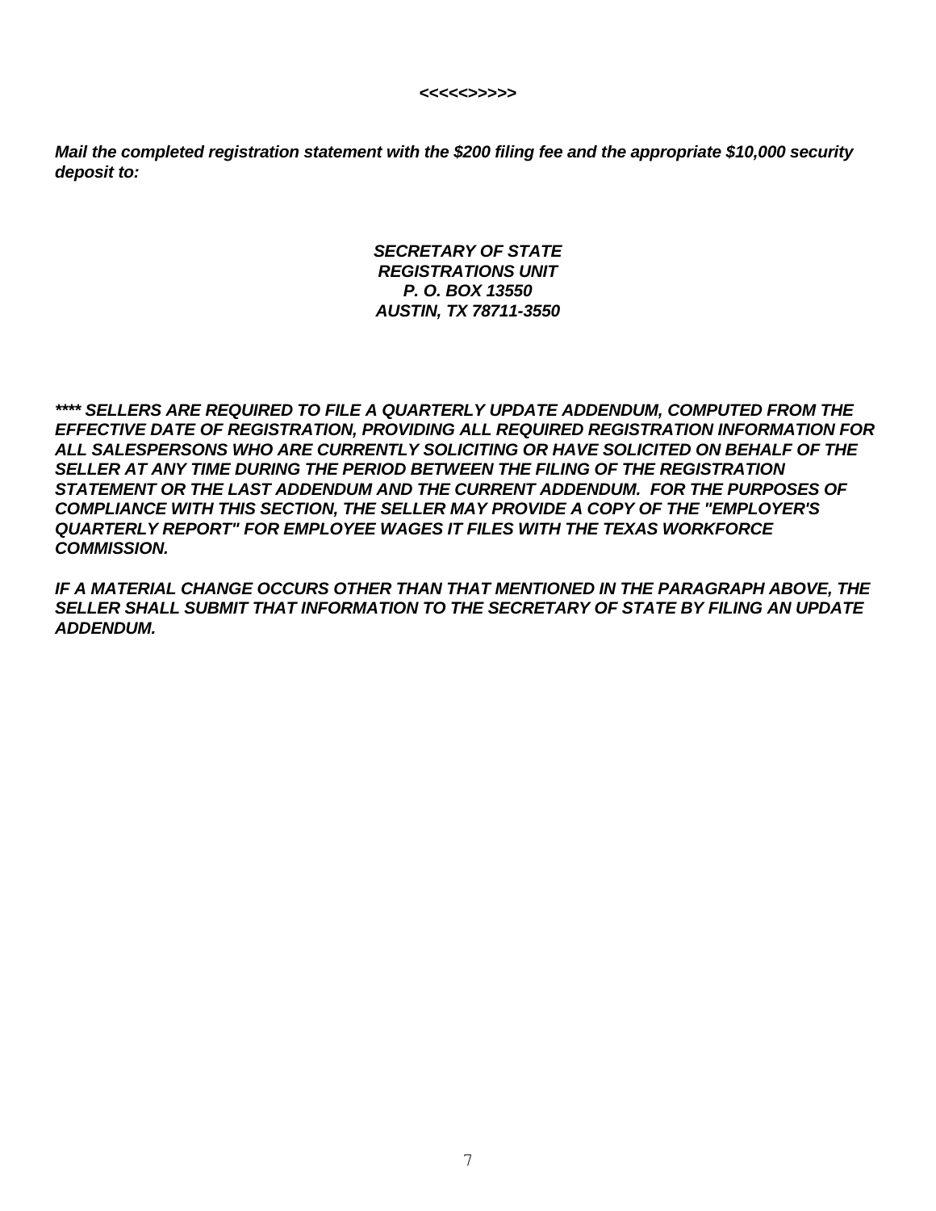<<<<<>>>>>

***Mail the completed registration statement with the $200 filing fee and the appropriate $10,000 security deposit to:***

***SECRETARY OF STATE***
***REGISTRATIONS UNIT***
***P. O. BOX 13550***
***AUSTIN, TX 78711-3550***

***\*\*\*\* SELLERS ARE REQUIRED TO FILE A QUARTERLY UPDATE ADDENDUM, COMPUTED FROM THE EFFECTIVE DATE OF REGISTRATION, PROVIDING ALL REQUIRED REGISTRATION INFORMATION FOR ALL SALESPERSONS WHO ARE CURRENTLY SOLICITING OR HAVE SOLICITED ON BEHALF OF THE SELLER AT ANY TIME DURING THE PERIOD BETWEEN THE FILING OF THE REGISTRATION STATEMENT OR THE LAST ADDENDUM AND THE CURRENT ADDENDUM. FOR THE PURPOSES OF COMPLIANCE WITH THIS SECTION, THE SELLER MAY PROVIDE A COPY OF THE "EMPLOYER'S QUARTERLY REPORT" FOR EMPLOYEE WAGES IT FILES WITH THE TEXAS WORKFORCE COMMISSION.***

***IF A MATERIAL CHANGE OCCURS OTHER THAN THAT MENTIONED IN THE PARAGRAPH ABOVE, THE SELLER SHALL SUBMIT THAT INFORMATION TO THE SECRETARY OF STATE BY FILING AN UPDATE ADDENDUM.***